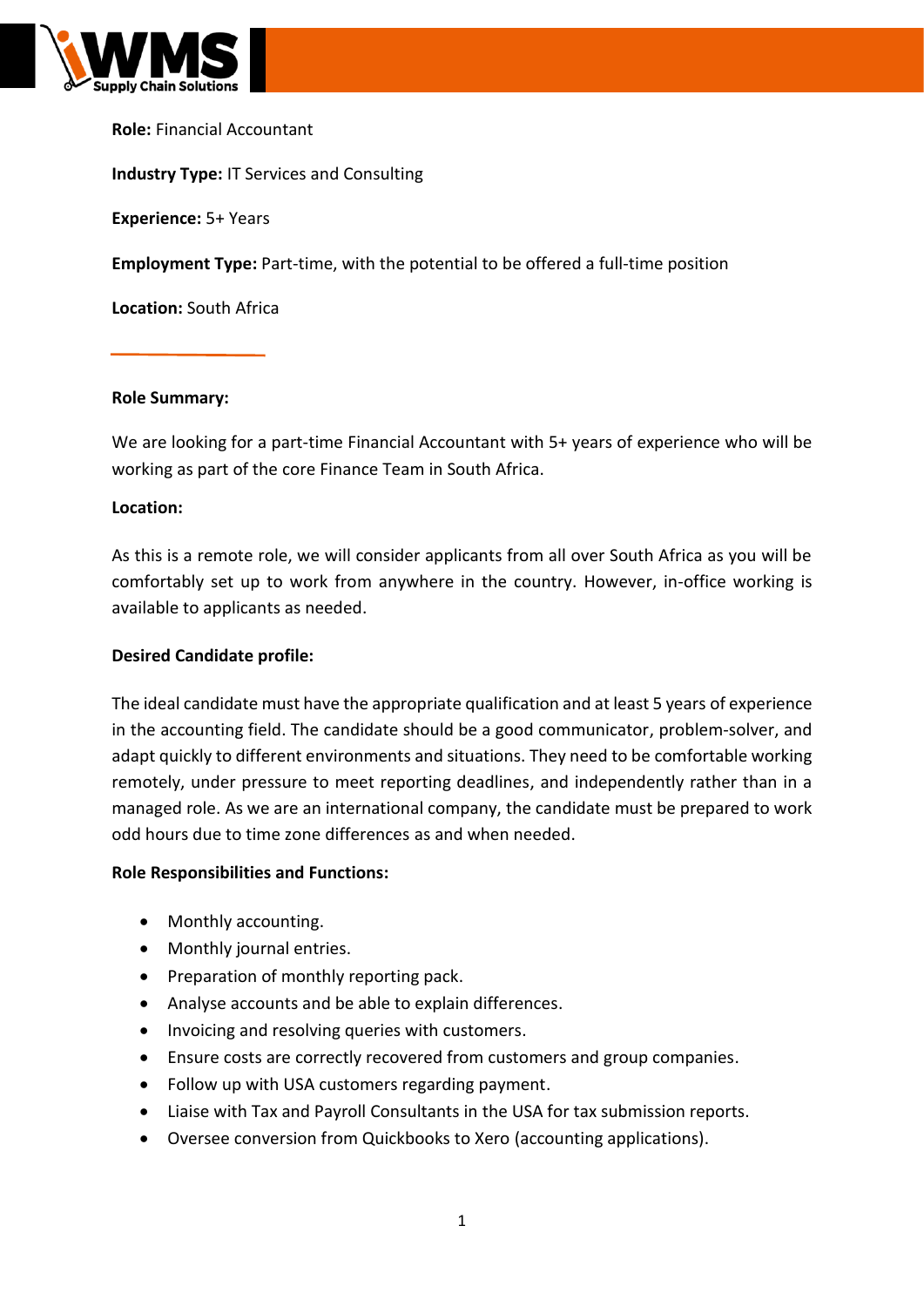**Role:** Financial Accountant

**Industry Type:** IT Services and Consulting

**Experience:** 5+ Years

**Employment Type:** Part-time, with the potential to be offered a full-time position

**Location:** South Africa

---

**Role Summary:**

We are looking for a part-time Financial Accountant with 5+ years of experience who will be working as part of the core Finance Team in South Africa.

**Location:**

As this is a remote role, we will consider applicants from all over South Africa as you will be comfortably set up to work from anywhere in the country. However, in-office working is available to applicants as needed.

**Desired Candidate profile:**

The ideal candidate must have the appropriate qualification and at least 5 years of experience in the accounting field. The candidate should be a good communicator, problem-solver, and adapt quickly to different environments and situations. They need to be comfortable working remotely, under pressure to meet reporting deadlines, and independently rather than in a managed role. As we are an international company, the candidate must be prepared to work odd hours due to time zone differences as and when needed.

**Role Responsibilities and Functions:**

- Monthly accounting.
- Monthly journal entries.
- Preparation of monthly reporting pack.
- Analyse accounts and be able to explain differences.
- Invoicing and resolving queries with customers.
- Ensure costs are correctly recovered from customers and group companies.
- Follow up with USA customers regarding payment.
- Liaise with Tax and Payroll Consultants in the USA for tax submission reports.
- Oversee conversion from Quickbooks to Xero (accounting applications).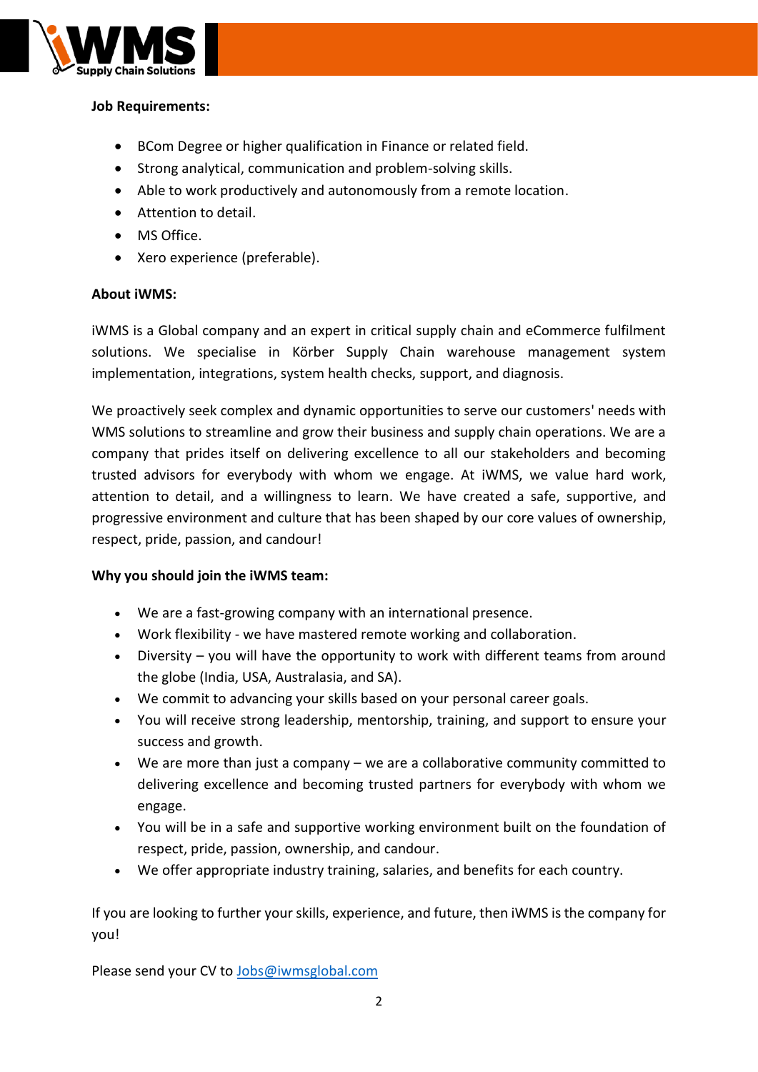**Job Requirements:**

- BCom Degree or higher qualification in Finance or related field.
- Strong analytical, communication and problem-solving skills.
- Able to work productively and autonomously from a remote location.
- Attention to detail.
- MS Office.
- Xero experience (preferable).

**About iWMS:**

iWMS is a Global company and an expert in critical supply chain and eCommerce fulfilment solutions. We specialise in Körber Supply Chain warehouse management system implementation, integrations, system health checks, support, and diagnosis.

We proactively seek complex and dynamic opportunities to serve our customers' needs with WMS solutions to streamline and grow their business and supply chain operations. We are a company that prides itself on delivering excellence to all our stakeholders and becoming trusted advisors for everybody with whom we engage. At iWMS, we value hard work, attention to detail, and a willingness to learn. We have created a safe, supportive, and progressive environment and culture that has been shaped by our core values of ownership, respect, pride, passion, and candour!

**Why you should join the iWMS team:**

- We are a fast-growing company with an international presence.
- Work flexibility - we have mastered remote working and collaboration.
- Diversity – you will have the opportunity to work with different teams from around the globe (India, USA, Australasia, and SA).
- We commit to advancing your skills based on your personal career goals.
- You will receive strong leadership, mentorship, training, and support to ensure your success and growth.
- We are more than just a company – we are a collaborative community committed to delivering excellence and becoming trusted partners for everybody with whom we engage.
- You will be in a safe and supportive working environment built on the foundation of respect, pride, passion, ownership, and candour.
- We offer appropriate industry training, salaries, and benefits for each country.

If you are looking to further your skills, experience, and future, then iWMS is the company for you!

Please send your CV to Jobs@iwmsglobal.com